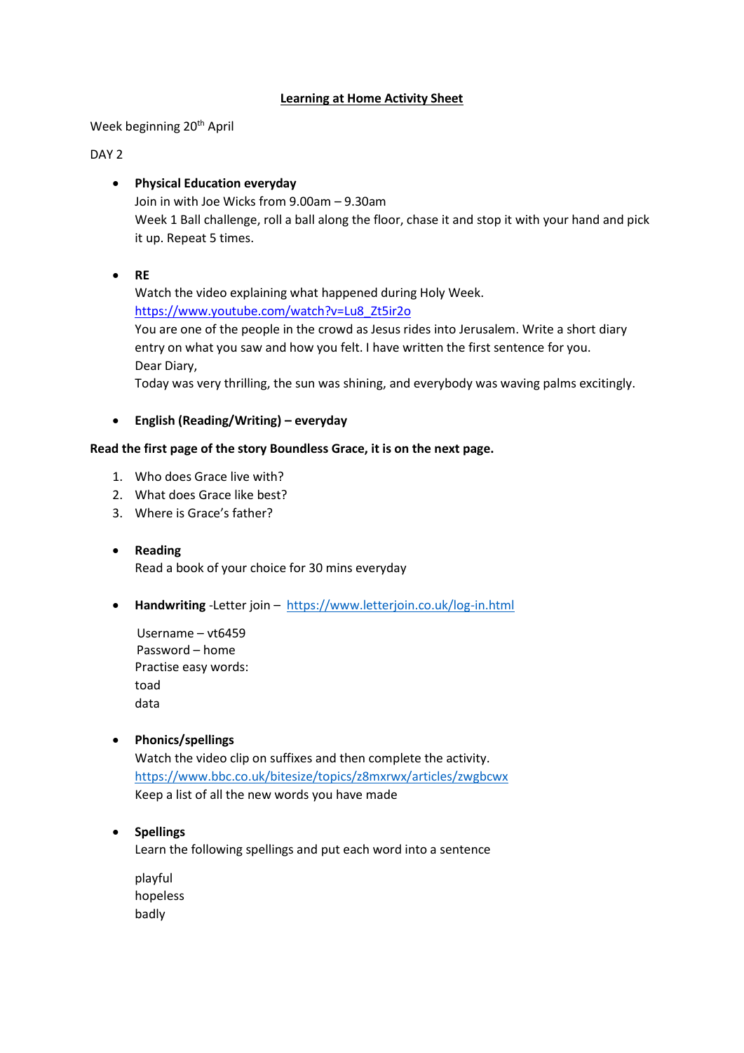# Learning at Home Activity Sheet

Week beginning 20th April

DAY 2

- **Physical Education everyday**
  Join in with Joe Wicks from 9.00am – 9.30am
  Week 1 Ball challenge, roll a ball along the floor, chase it and stop it with your hand and pick it up. Repeat 5 times.

- **RE**
  Watch the video explaining what happened during Holy Week.
  https://www.youtube.com/watch?v=Lu8_Zt5ir2o
  You are one of the people in the crowd as Jesus rides into Jerusalem. Write a short diary entry on what you saw and how you felt. I have written the first sentence for you.
  Dear Diary,
  Today was very thrilling, the sun was shining, and everybody was waving palms excitingly.

- **English (Reading/Writing) – everyday**

**Read the first page of the story Boundless Grace, it is on the next page.**

1. Who does Grace live with?
2. What does Grace like best?
3. Where is Grace's father?

- **Reading**
  Read a book of your choice for 30 mins everyday

- **Handwriting** -Letter join – https://www.letterjoin.co.uk/log-in.html

  Username – vt6459
  Password – home
  Practise easy words:
  toad
  data

- **Phonics/spellings**
  Watch the video clip on suffixes and then complete the activity.
  https://www.bbc.co.uk/bitesize/topics/z8mxrwx/articles/zwgbcwx
  Keep a list of all the new words you have made

- **Spellings**
  Learn the following spellings and put each word into a sentence

  playful
  hopeless
  badly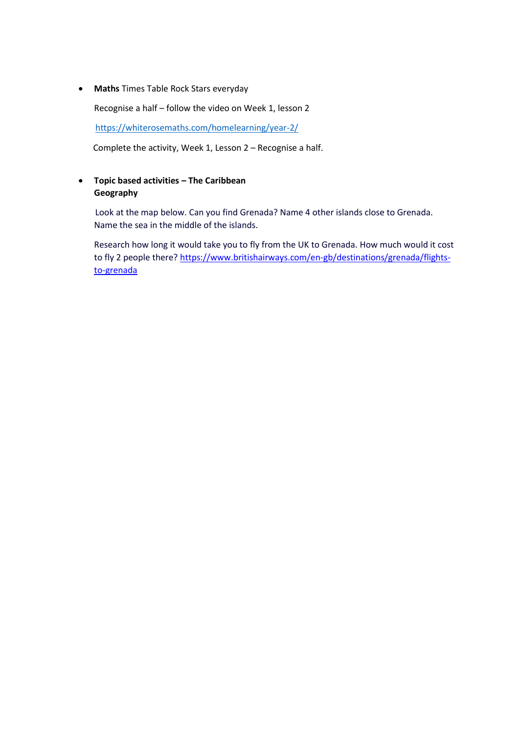- **Maths** Times Table Rock Stars everyday

  Recognise a half – follow the video on Week 1, lesson 2

  https://whiterosemaths.com/homelearning/year-2/

  Complete the activity, Week 1, Lesson 2 – Recognise a half.

- **Topic based activities – The Caribbean**
  **Geography**

  Look at the map below. Can you find Grenada? Name 4 other islands close to Grenada. Name the sea in the middle of the islands.

  Research how long it would take you to fly from the UK to Grenada. How much would it cost to fly 2 people there? https://www.britishairways.com/en-gb/destinations/grenada/flights-to-grenada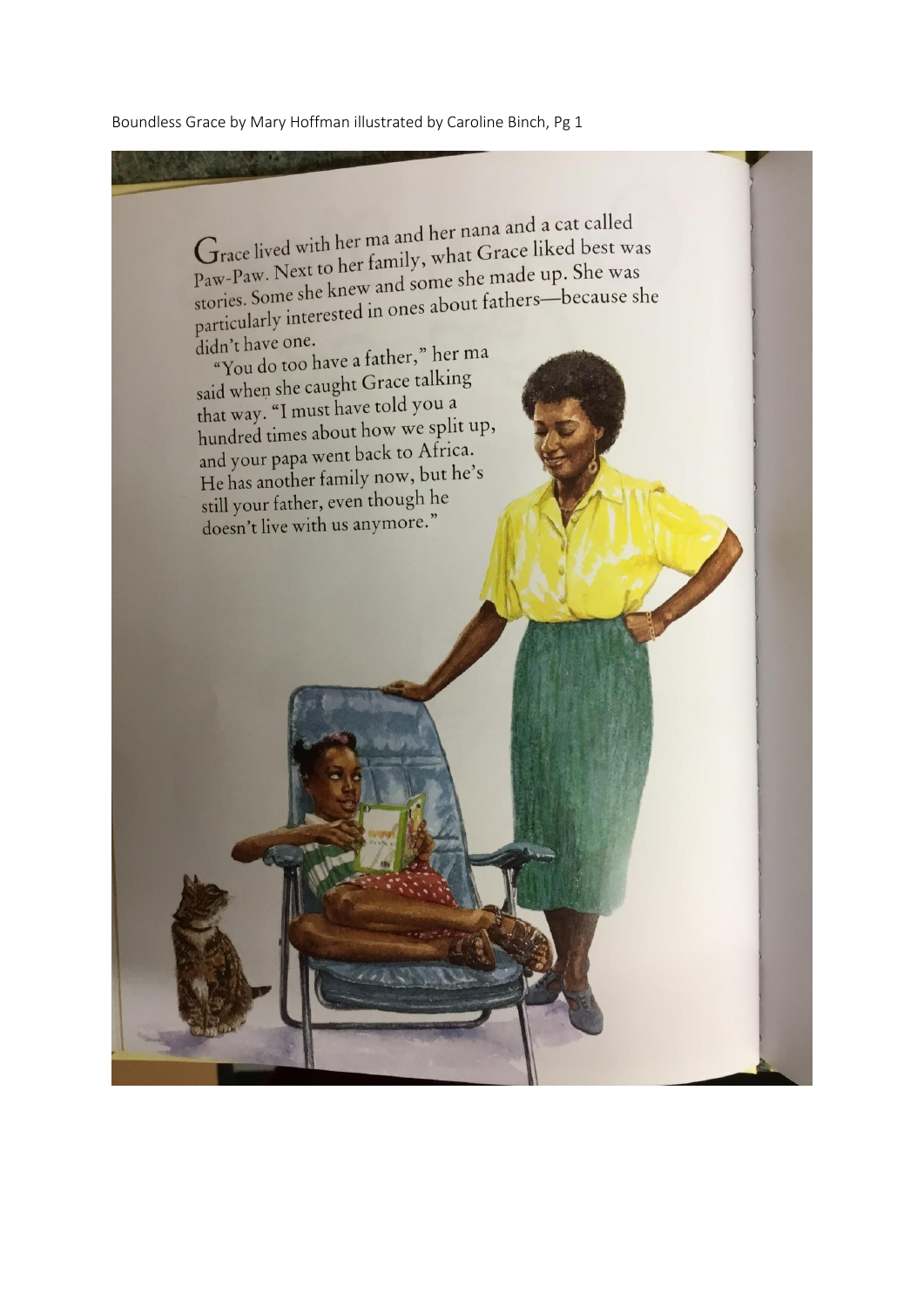Boundless Grace by Mary Hoffman illustrated by Caroline Binch, Pg 1

Grace lived with her ma and her nana and a cat called Paw-Paw. Next to her family, what Grace liked best was stories. Some she knew and some she made up. She was particularly interested in ones about fathers—because she didn't have one.

"You do too have a father," her ma said when she caught Grace talking that way. "I must have told you a hundred times about how we split up, and your papa went back to Africa. He has another family now, but he's still your father, even though he doesn't live with us anymore."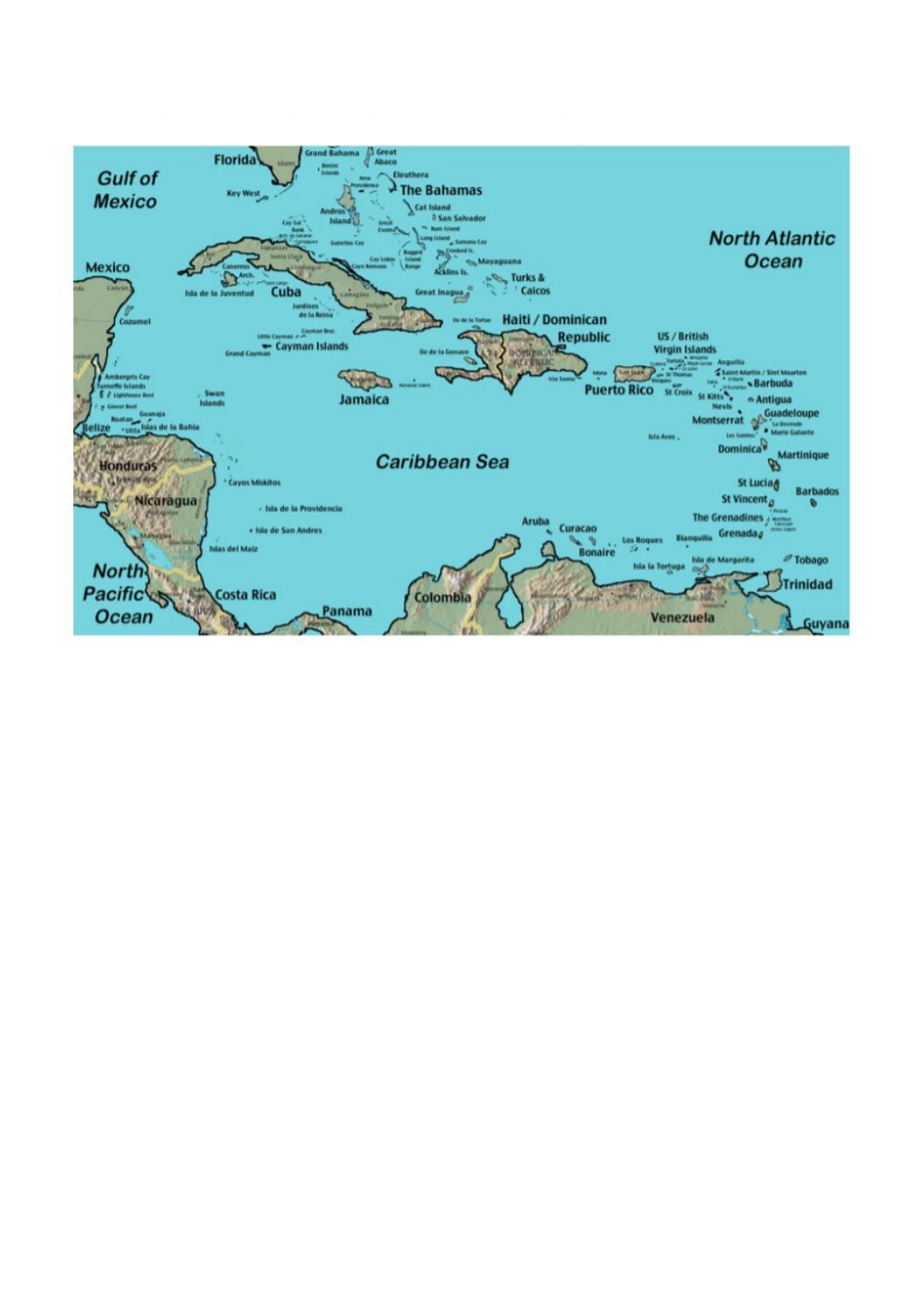Gulf of Mexico

Florida

Key West

Grand Bahama

Great Abaco

Bimini Islands

New Providence

Eleuthera

The Bahamas

Andros Island

Cat Island

San Salvador

Great Exuma

Long Island

Samana Cay

Crooked Is.

Acklins Is.

Mayaguana

Turks & Caicos

Great Inagua

North Atlantic Ocean

Mexico

Cancún

Cozumel

Isla de la Juventud

Cuba

Jardines de la Reina

Little Cayman

Cayman Brac

Cayman Islands

Grand Cayman

Haiti / Dominican Republic

Ile de la Tortue

Ile de la Gonave

Isla Saona

Mona

Puerto Rico

US / British Virgin Islands

Anguilla

Saint-Martin / Sint Maarten

Barbuda

St Croix

St Kitts

Nevis

Antigua

Montserrat

Guadeloupe

La Desirade

Marie Galante

Les Saintes

Isla Aves

Dominica

Martinique

St Lucia

St Vincent

Barbados

The Grenadines

Grenada

Tobago

Trinidad

Ambergris Cay

Turneffe Islands

Lighthouse Reef

Glover Reef

Swan Islands

Jamaica

Navassa Island

Belize

Roatan

Guanaja

Utila

Islas de la Bahia

Honduras

Caribbean Sea

Cayos Miskitos

Nicaragua

Isla de la Providencia

Isla de San Andres

Islas del Maiz

Aruba

Curacao

Bonaire

Los Roques

Blanquilla

Isla la Tortuga

Isla de Margarita

North Pacific Ocean

Costa Rica

Panama

Colombia

Venezuela

Guyana